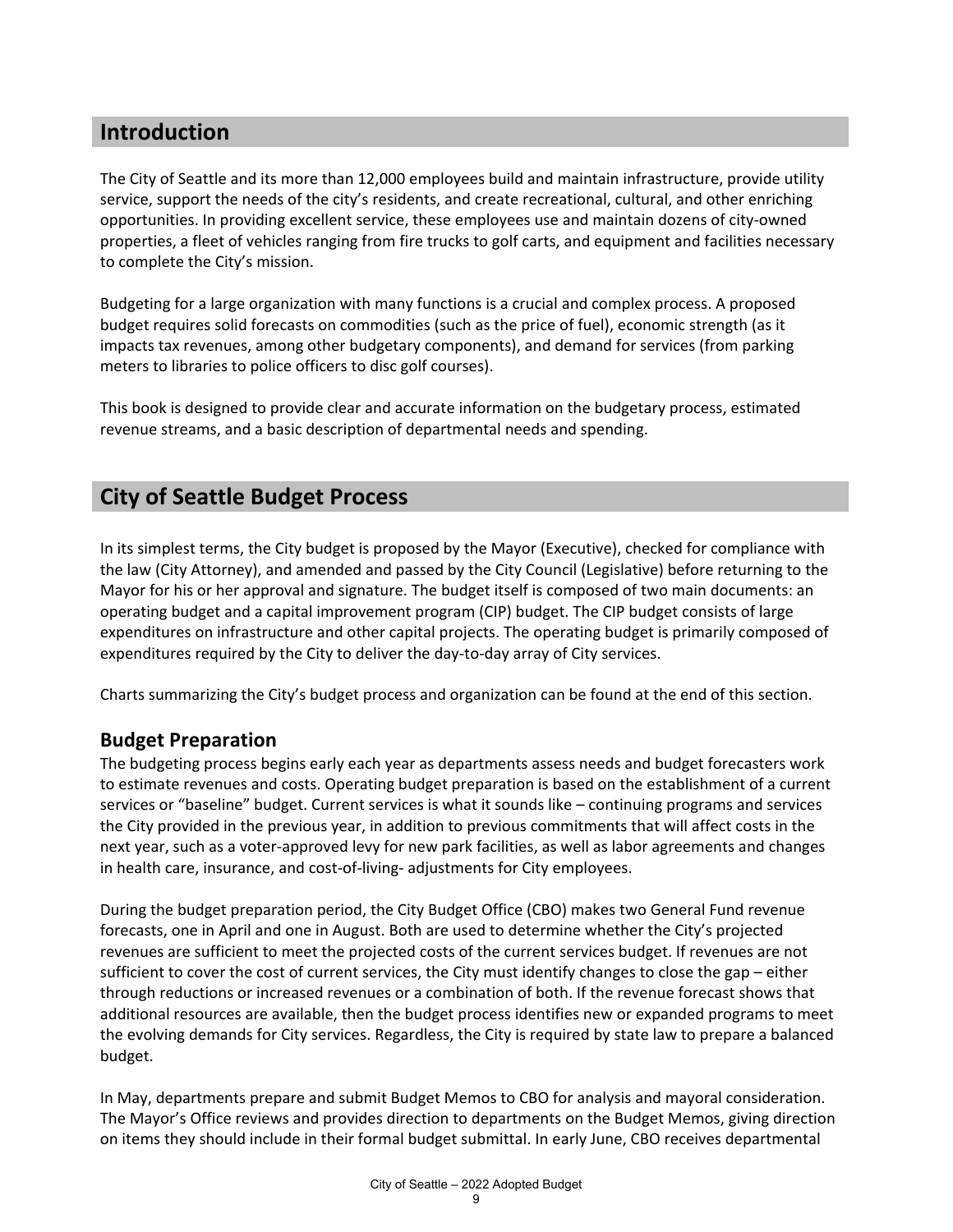## Introduction

The City of Seattle and its more than 12,000 employees build and maintain infrastructure, provide utility service, support the needs of the city's residents, and create recreational, cultural, and other enriching opportunities. In providing excellent service, these employees use and maintain dozens of city-owned properties, a fleet of vehicles ranging from fire trucks to golf carts, and equipment and facilities necessary to complete the City's mission.

Budgeting for a large organization with many functions is a crucial and complex process. A proposed budget requires solid forecasts on commodities (such as the price of fuel), economic strength (as it impacts tax revenues, among other budgetary components), and demand for services (from parking meters to libraries to police officers to disc golf courses).

This book is designed to provide clear and accurate information on the budgetary process, estimated revenue streams, and a basic description of departmental needs and spending.

## City of Seattle Budget Process

In its simplest terms, the City budget is proposed by the Mayor (Executive), checked for compliance with the law (City Attorney), and amended and passed by the City Council (Legislative) before returning to the Mayor for his or her approval and signature. The budget itself is composed of two main documents: an operating budget and a capital improvement program (CIP) budget. The CIP budget consists of large expenditures on infrastructure and other capital projects. The operating budget is primarily composed of expenditures required by the City to deliver the day-to-day array of City services.

Charts summarizing the City's budget process and organization can be found at the end of this section.

### Budget Preparation

The budgeting process begins early each year as departments assess needs and budget forecasters work to estimate revenues and costs. Operating budget preparation is based on the establishment of a current services or "baseline" budget. Current services is what it sounds like – continuing programs and services the City provided in the previous year, in addition to previous commitments that will affect costs in the next year, such as a voter-approved levy for new park facilities, as well as labor agreements and changes in health care, insurance, and cost-of-living- adjustments for City employees.

During the budget preparation period, the City Budget Office (CBO) makes two General Fund revenue forecasts, one in April and one in August. Both are used to determine whether the City's projected revenues are sufficient to meet the projected costs of the current services budget. If revenues are not sufficient to cover the cost of current services, the City must identify changes to close the gap – either through reductions or increased revenues or a combination of both. If the revenue forecast shows that additional resources are available, then the budget process identifies new or expanded programs to meet the evolving demands for City services. Regardless, the City is required by state law to prepare a balanced budget.

In May, departments prepare and submit Budget Memos to CBO for analysis and mayoral consideration. The Mayor's Office reviews and provides direction to departments on the Budget Memos, giving direction on items they should include in their formal budget submittal. In early June, CBO receives departmental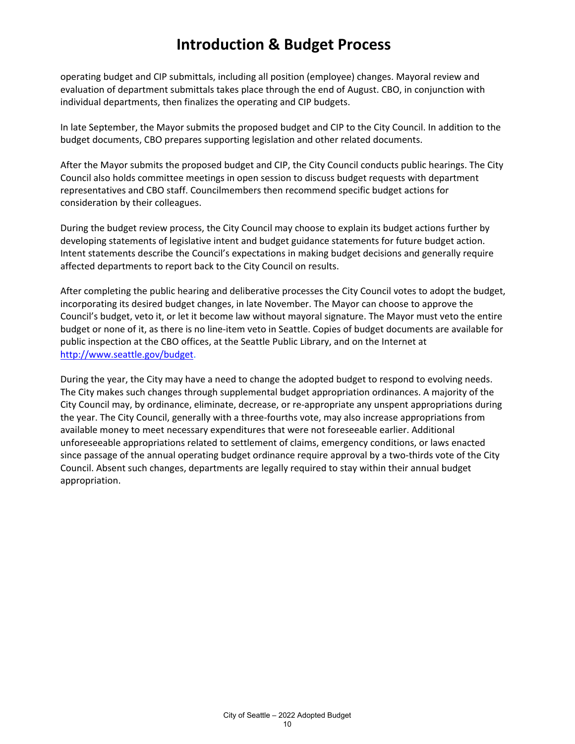# Introduction & Budget Process

operating budget and CIP submittals, including all position (employee) changes. Mayoral review and evaluation of department submittals takes place through the end of August. CBO, in conjunction with individual departments, then finalizes the operating and CIP budgets.

In late September, the Mayor submits the proposed budget and CIP to the City Council. In addition to the budget documents, CBO prepares supporting legislation and other related documents.

After the Mayor submits the proposed budget and CIP, the City Council conducts public hearings. The City Council also holds committee meetings in open session to discuss budget requests with department representatives and CBO staff. Councilmembers then recommend specific budget actions for consideration by their colleagues.

During the budget review process, the City Council may choose to explain its budget actions further by developing statements of legislative intent and budget guidance statements for future budget action. Intent statements describe the Council's expectations in making budget decisions and generally require affected departments to report back to the City Council on results.

After completing the public hearing and deliberative processes the City Council votes to adopt the budget, incorporating its desired budget changes, in late November. The Mayor can choose to approve the Council's budget, veto it, or let it become law without mayoral signature. The Mayor must veto the entire budget or none of it, as there is no line-item veto in Seattle. Copies of budget documents are available for public inspection at the CBO offices, at the Seattle Public Library, and on the Internet at [http://www.seattle.gov/budget](http://www.seattle.gov/budget).

During the year, the City may have a need to change the adopted budget to respond to evolving needs. The City makes such changes through supplemental budget appropriation ordinances. A majority of the City Council may, by ordinance, eliminate, decrease, or re-appropriate any unspent appropriations during the year. The City Council, generally with a three-fourths vote, may also increase appropriations from available money to meet necessary expenditures that were not foreseeable earlier. Additional unforeseeable appropriations related to settlement of claims, emergency conditions, or laws enacted since passage of the annual operating budget ordinance require approval by a two-thirds vote of the City Council. Absent such changes, departments are legally required to stay within their annual budget appropriation.